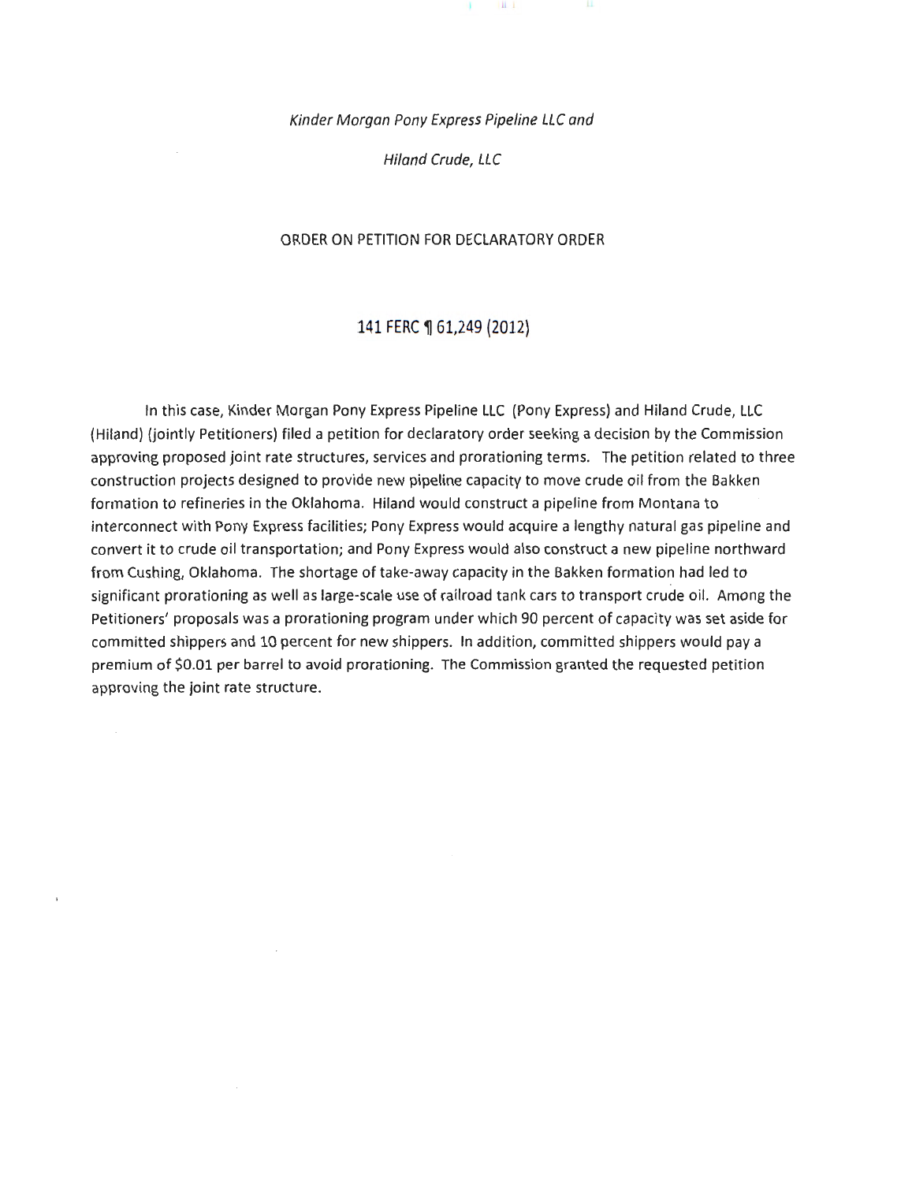*Kinder Morgan Pony Express Pipeline LLC and*

*Hiland Crude, LLC*

ORDER ON PETITION FOR DECLARATORY ORDER

141 FERC ¶ 61,249 (2012)

In this case, Kinder Morgan Pony Express Pipeline LLC (Pony Express) and Hiland Crude, LLC (Hiland) (jointly Petitioners) filed a petition for declaratory order seeking a decision by the Commission approving proposed joint rate structures, services and prorationing terms. The petition related to three construction projects designed to provide new pipeline capacity to move crude oil from the Bakken formation to refineries in the Oklahoma. Hiland would construct a pipeline from Montana to interconnect with Pony Express facilities; Pony Express would acquire a lengthy natural gas pipeline and convert it to crude oil transportation; and Pony Express would also construct a new pipeline northward from Cushing, Oklahoma. The shortage of take-away capacity in the Bakken formation had led to significant prorationing as well as large-scale use of railroad tank cars to transport crude oil. Among the Petitioners' proposals was a prorationing program under which 90 percent of capacity was set aside for committed shippers and 10 percent for new shippers. In addition, committed shippers would pay a premium of $0.01 per barrel to avoid prorationing. The Commission granted the requested petition approving the joint rate structure.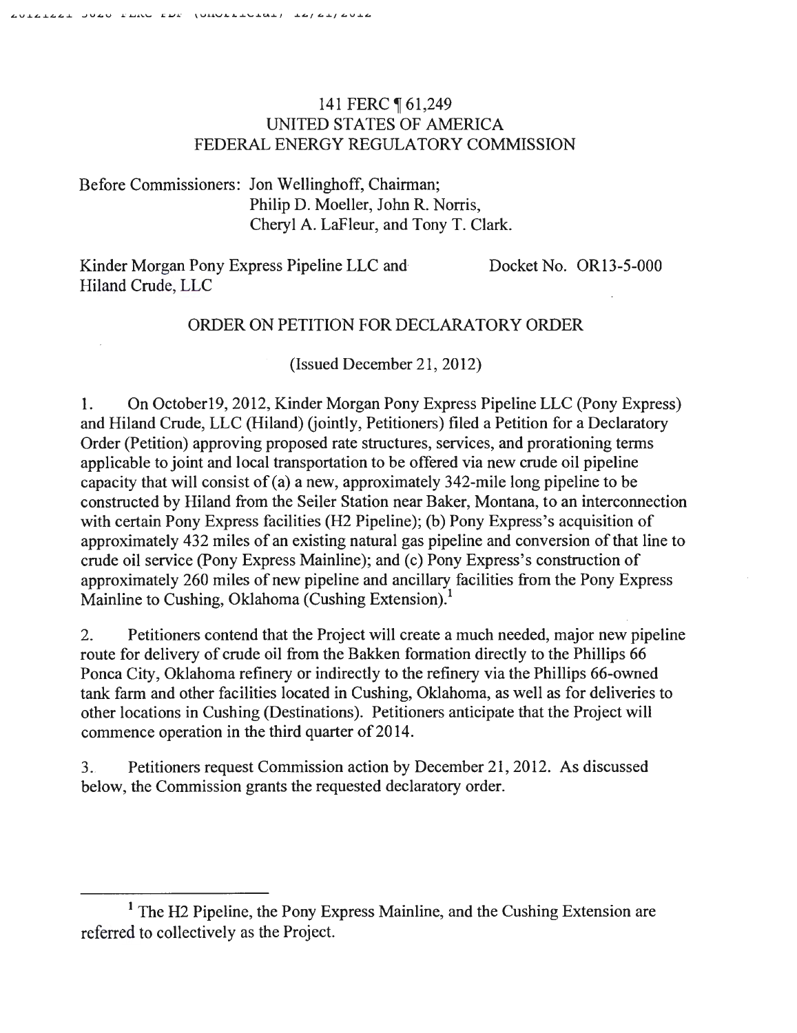141 FERC ¶ 61,249
UNITED STATES OF AMERICA
FEDERAL ENERGY REGULATORY COMMISSION

Before Commissioners: Jon Wellinghoff, Chairman;
Philip D. Moeller, John R. Norris,
Cheryl A. LaFleur, and Tony T. Clark.

Kinder Morgan Pony Express Pipeline LLC and Hiland Crude, LLC

Docket No. OR13-5-000

ORDER ON PETITION FOR DECLARATORY ORDER

(Issued December 21, 2012)

1. On October19, 2012, Kinder Morgan Pony Express Pipeline LLC (Pony Express) and Hiland Crude, LLC (Hiland) (jointly, Petitioners) filed a Petition for a Declaratory Order (Petition) approving proposed rate structures, services, and prorationing terms applicable to joint and local transportation to be offered via new crude oil pipeline capacity that will consist of (a) a new, approximately 342-mile long pipeline to be constructed by Hiland from the Seiler Station near Baker, Montana, to an interconnection with certain Pony Express facilities (H2 Pipeline); (b) Pony Express's acquisition of approximately 432 miles of an existing natural gas pipeline and conversion of that line to crude oil service (Pony Express Mainline); and (c) Pony Express's construction of approximately 260 miles of new pipeline and ancillary facilities from the Pony Express Mainline to Cushing, Oklahoma (Cushing Extension).[1]

2. Petitioners contend that the Project will create a much needed, major new pipeline route for delivery of crude oil from the Bakken formation directly to the Phillips 66 Ponca City, Oklahoma refinery or indirectly to the refinery via the Phillips 66-owned tank farm and other facilities located in Cushing, Oklahoma, as well as for deliveries to other locations in Cushing (Destinations). Petitioners anticipate that the Project will commence operation in the third quarter of 2014.

3. Petitioners request Commission action by December 21, 2012. As discussed below, the Commission grants the requested declaratory order.

[1] The H2 Pipeline, the Pony Express Mainline, and the Cushing Extension are referred to collectively as the Project.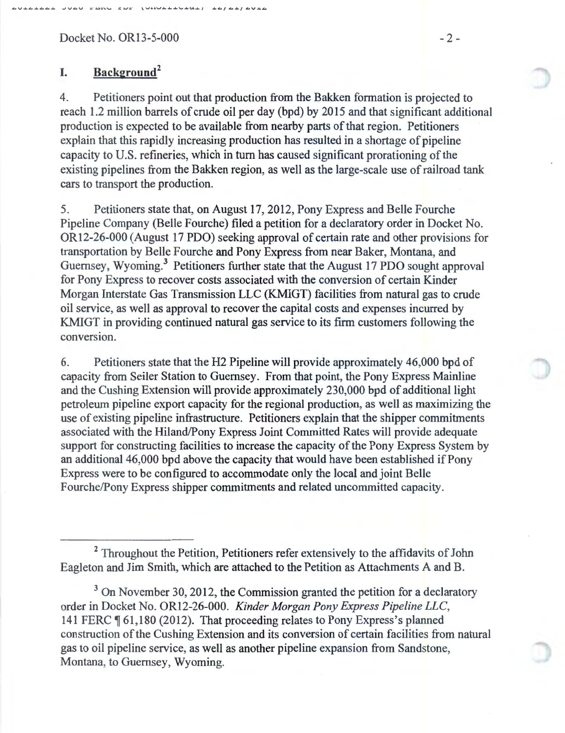Docket No. OR13-5-000

## I. Background[2]

4. Petitioners point out that production from the Bakken formation is projected to reach 1.2 million barrels of crude oil per day (bpd) by 2015 and that significant additional production is expected to be available from nearby parts of that region. Petitioners explain that this rapidly increasing production has resulted in a shortage of pipeline capacity to U.S. refineries, which in turn has caused significant prorationing of the existing pipelines from the Bakken region, as well as the large-scale use of railroad tank cars to transport the production.

5. Petitioners state that, on August 17, 2012, Pony Express and Belle Fourche Pipeline Company (Belle Fourche) filed a petition for a declaratory order in Docket No. OR12-26-000 (August 17 PDO) seeking approval of certain rate and other provisions for transportation by Belle Fourche and Pony Express from near Baker, Montana, and Guernsey, Wyoming.[3] Petitioners further state that the August 17 PDO sought approval for Pony Express to recover costs associated with the conversion of certain Kinder Morgan Interstate Gas Transmission LLC (KMIGT) facilities from natural gas to crude oil service, as well as approval to recover the capital costs and expenses incurred by KMIGT in providing continued natural gas service to its firm customers following the conversion.

6. Petitioners state that the H2 Pipeline will provide approximately 46,000 bpd of capacity from Seiler Station to Guernsey. From that point, the Pony Express Mainline and the Cushing Extension will provide approximately 230,000 bpd of additional light petroleum pipeline export capacity for the regional production, as well as maximizing the use of existing pipeline infrastructure. Petitioners explain that the shipper commitments associated with the Hiland/Pony Express Joint Committed Rates will provide adequate support for constructing facilities to increase the capacity of the Pony Express System by an additional 46,000 bpd above the capacity that would have been established if Pony Express were to be configured to accommodate only the local and joint Belle Fourche/Pony Express shipper commitments and related uncommitted capacity.

---

[2] Throughout the Petition, Petitioners refer extensively to the affidavits of John Eagleton and Jim Smith, which are attached to the Petition as Attachments A and B.

[3] On November 30, 2012, the Commission granted the petition for a declaratory order in Docket No. OR12-26-000. *Kinder Morgan Pony Express Pipeline LLC*, 141 FERC ¶ 61,180 (2012). That proceeding relates to Pony Express's planned construction of the Cushing Extension and its conversion of certain facilities from natural gas to oil pipeline service, as well as another pipeline expansion from Sandstone, Montana, to Guernsey, Wyoming.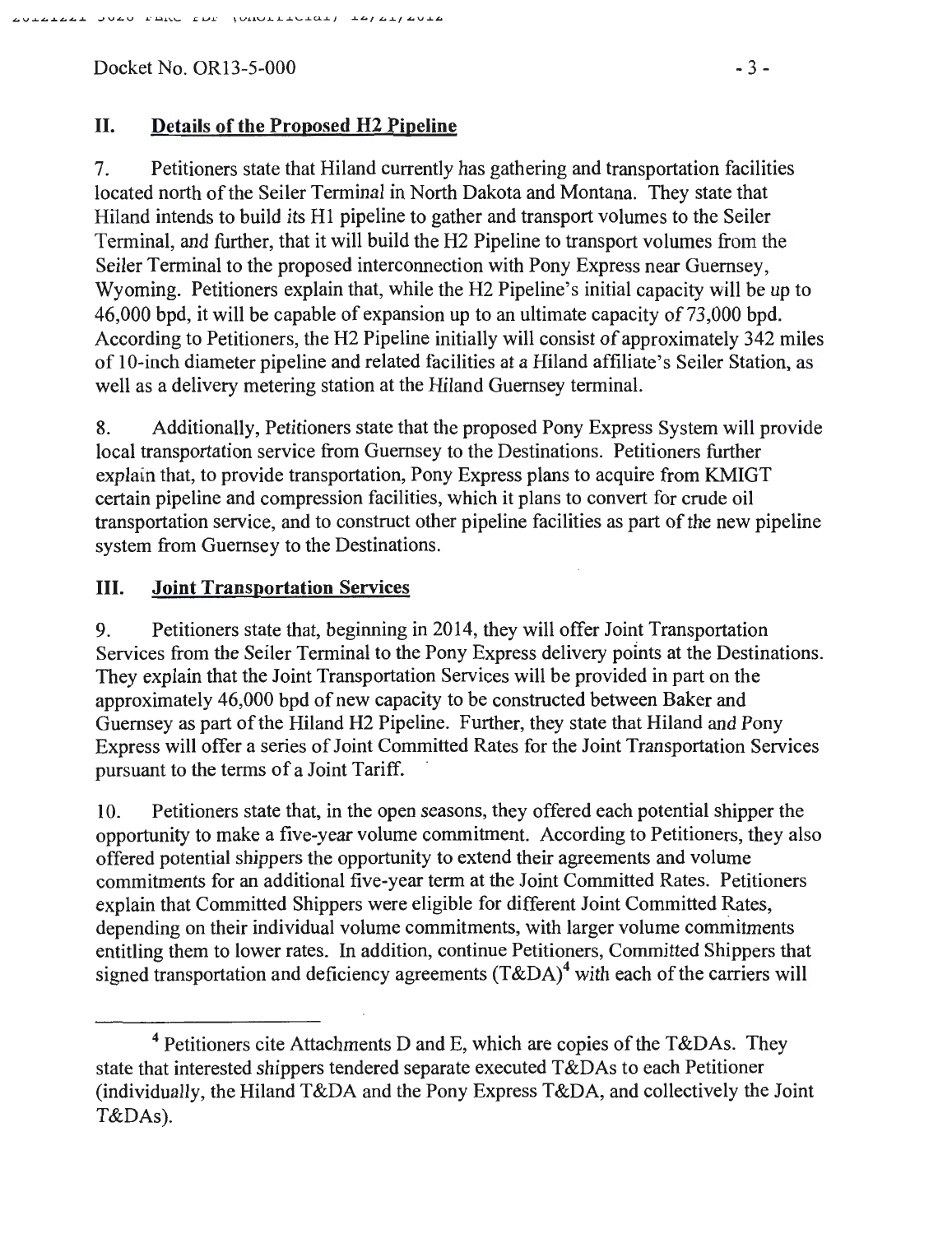## II. Details of the Proposed H2 Pipeline

7. Petitioners state that Hiland currently has gathering and transportation facilities located north of the Seiler Terminal in North Dakota and Montana. They state that Hiland intends to build its H1 pipeline to gather and transport volumes to the Seiler Terminal, and further, that it will build the H2 Pipeline to transport volumes from the Seiler Terminal to the proposed interconnection with Pony Express near Guernsey, Wyoming. Petitioners explain that, while the H2 Pipeline's initial capacity will be up to 46,000 bpd, it will be capable of expansion up to an ultimate capacity of 73,000 bpd. According to Petitioners, the H2 Pipeline initially will consist of approximately 342 miles of 10-inch diameter pipeline and related facilities at a Hiland affiliate's Seiler Station, as well as a delivery metering station at the Hiland Guernsey terminal.

8. Additionally, Petitioners state that the proposed Pony Express System will provide local transportation service from Guernsey to the Destinations. Petitioners further explain that, to provide transportation, Pony Express plans to acquire from KMIGT certain pipeline and compression facilities, which it plans to convert for crude oil transportation service, and to construct other pipeline facilities as part of the new pipeline system from Guernsey to the Destinations.

## III. Joint Transportation Services

9. Petitioners state that, beginning in 2014, they will offer Joint Transportation Services from the Seiler Terminal to the Pony Express delivery points at the Destinations. They explain that the Joint Transportation Services will be provided in part on the approximately 46,000 bpd of new capacity to be constructed between Baker and Guernsey as part of the Hiland H2 Pipeline. Further, they state that Hiland and Pony Express will offer a series of Joint Committed Rates for the Joint Transportation Services pursuant to the terms of a Joint Tariff.

10. Petitioners state that, in the open seasons, they offered each potential shipper the opportunity to make a five-year volume commitment. According to Petitioners, they also offered potential shippers the opportunity to extend their agreements and volume commitments for an additional five-year term at the Joint Committed Rates. Petitioners explain that Committed Shippers were eligible for different Joint Committed Rates, depending on their individual volume commitments, with larger volume commitments entitling them to lower rates. In addition, continue Petitioners, Committed Shippers that signed transportation and deficiency agreements (T&DA)[4] with each of the carriers will

---

[4] Petitioners cite Attachments D and E, which are copies of the T&DAs. They state that interested shippers tendered separate executed T&DAs to each Petitioner (individually, the Hiland T&DA and the Pony Express T&DA, and collectively the Joint T&DAs).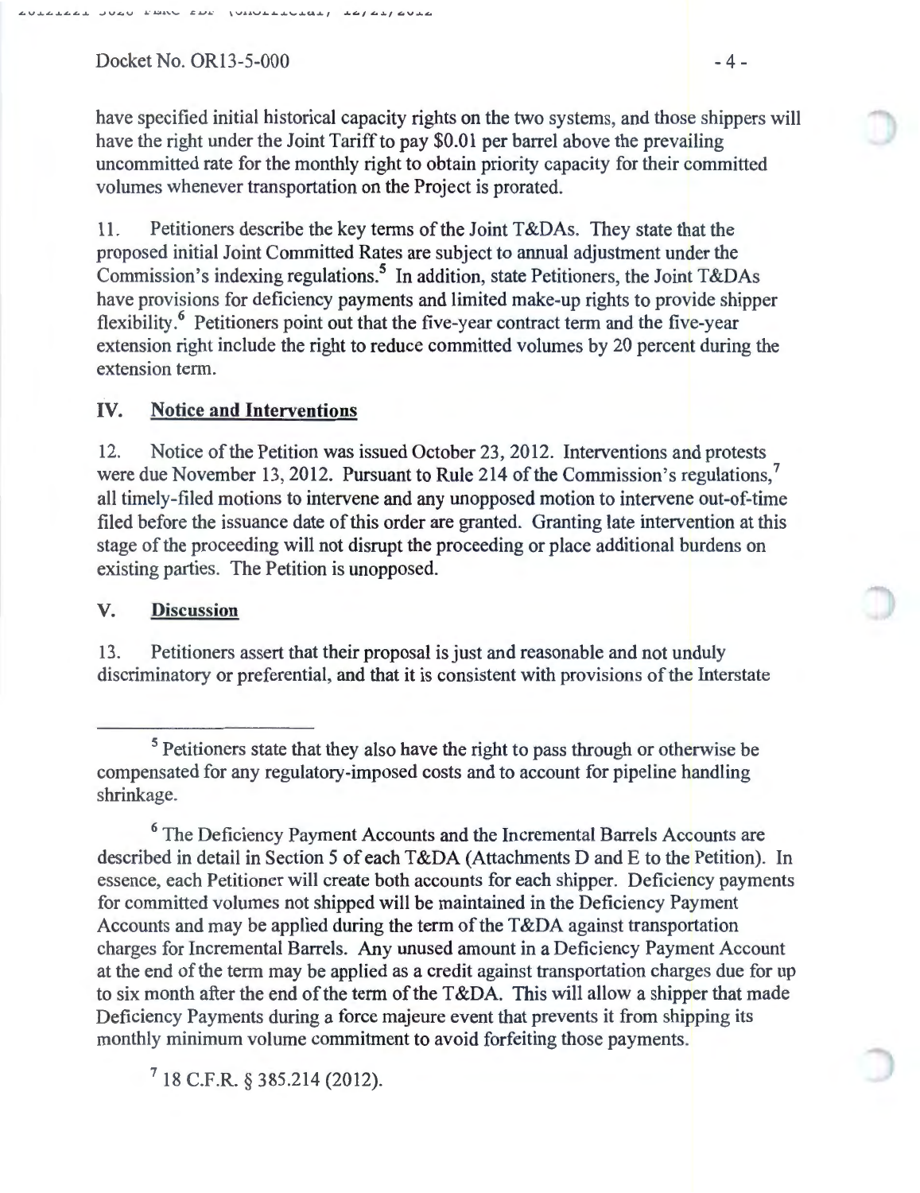have specified initial historical capacity rights on the two systems, and those shippers will have the right under the Joint Tariff to pay $0.01 per barrel above the prevailing uncommitted rate for the monthly right to obtain priority capacity for their committed volumes whenever transportation on the Project is prorated.

11. Petitioners describe the key terms of the Joint T&DAs. They state that the proposed initial Joint Committed Rates are subject to annual adjustment under the Commission's indexing regulations.[5] In addition, state Petitioners, the Joint T&DAs have provisions for deficiency payments and limited make-up rights to provide shipper flexibility.[6] Petitioners point out that the five-year contract term and the five-year extension right include the right to reduce committed volumes by 20 percent during the extension term.

## IV. Notice and Interventions

12. Notice of the Petition was issued October 23, 2012. Interventions and protests were due November 13, 2012. Pursuant to Rule 214 of the Commission's regulations,[7] all timely-filed motions to intervene and any unopposed motion to intervene out-of-time filed before the issuance date of this order are granted. Granting late intervention at this stage of the proceeding will not disrupt the proceeding or place additional burdens on existing parties. The Petition is unopposed.

## V. Discussion

13. Petitioners assert that their proposal is just and reasonable and not unduly discriminatory or preferential, and that it is consistent with provisions of the Interstate

---

[5] Petitioners state that they also have the right to pass through or otherwise be compensated for any regulatory-imposed costs and to account for pipeline handling shrinkage.

[6] The Deficiency Payment Accounts and the Incremental Barrels Accounts are described in detail in Section 5 of each T&DA (Attachments D and E to the Petition). In essence, each Petitioner will create both accounts for each shipper. Deficiency payments for committed volumes not shipped will be maintained in the Deficiency Payment Accounts and may be applied during the term of the T&DA against transportation charges for Incremental Barrels. Any unused amount in a Deficiency Payment Account at the end of the term may be applied as a credit against transportation charges due for up to six month after the end of the term of the T&DA. This will allow a shipper that made Deficiency Payments during a force majeure event that prevents it from shipping its monthly minimum volume commitment to avoid forfeiting those payments.

[7] 18 C.F.R. § 385.214 (2012).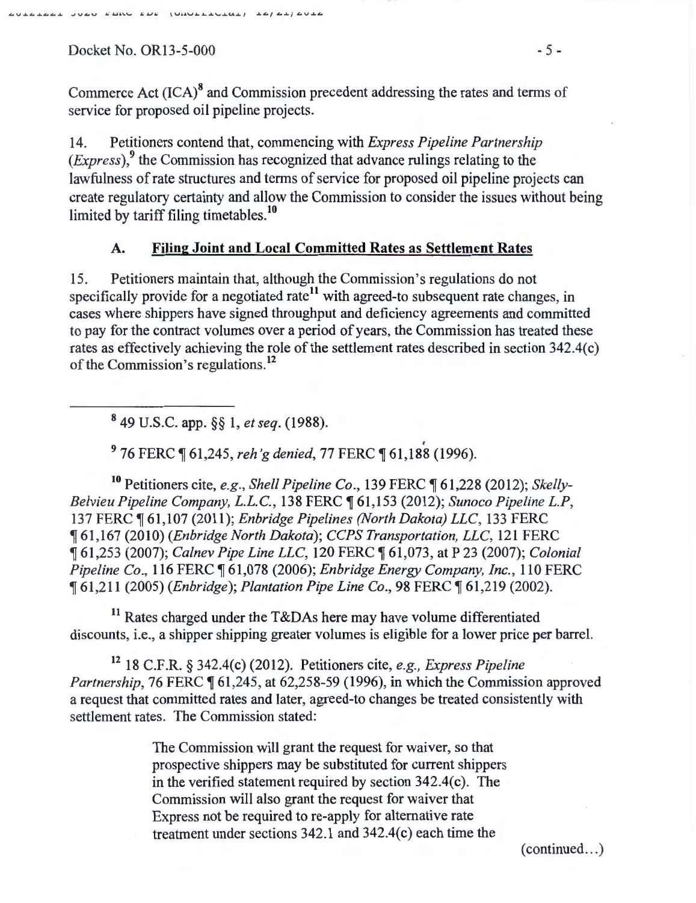Commerce Act (ICA)[8] and Commission precedent addressing the rates and terms of service for proposed oil pipeline projects.

14. Petitioners contend that, commencing with *Express Pipeline Partnership* (*Express*),[9] the Commission has recognized that advance rulings relating to the lawfulness of rate structures and terms of service for proposed oil pipeline projects can create regulatory certainty and allow the Commission to consider the issues without being limited by tariff filing timetables.[10]

### A. Filing Joint and Local Committed Rates as Settlement Rates

15. Petitioners maintain that, although the Commission's regulations do not specifically provide for a negotiated rate[11] with agreed-to subsequent rate changes, in cases where shippers have signed throughput and deficiency agreements and committed to pay for the contract volumes over a period of years, the Commission has treated these rates as effectively achieving the role of the settlement rates described in section 342.4(c) of the Commission's regulations.[12]

---

[8] 49 U.S.C. app. §§ 1, *et seq.* (1988).

[9] 76 FERC ¶ 61,245, *reh'g denied*, 77 FERC ¶ 61,188 (1996).

[10] Petitioners cite, *e.g.*, *Shell Pipeline Co.*, 139 FERC ¶ 61,228 (2012); *Skelly-Belvieu Pipeline Company, L.L.C.*, 138 FERC ¶ 61,153 (2012); *Sunoco Pipeline L.P*, 137 FERC ¶ 61,107 (2011); *Enbridge Pipelines (North Dakota) LLC*, 133 FERC ¶ 61,167 (2010) (*Enbridge North Dakota*); *CCPS Transportation, LLC*, 121 FERC ¶ 61,253 (2007); *Calnev Pipe Line LLC*, 120 FERC ¶ 61,073, at P 23 (2007); *Colonial Pipeline Co.*, 116 FERC ¶ 61,078 (2006); *Enbridge Energy Company, Inc.*, 110 FERC ¶ 61,211 (2005) (*Enbridge*); *Plantation Pipe Line Co.*, 98 FERC ¶ 61,219 (2002).

[11] Rates charged under the T&DAs here may have volume differentiated discounts, i.e., a shipper shipping greater volumes is eligible for a lower price per barrel.

[12] 18 C.F.R. § 342.4(c) (2012). Petitioners cite, *e.g.*, *Express Pipeline Partnership*, 76 FERC ¶ 61,245, at 62,258-59 (1996), in which the Commission approved a request that committed rates and later, agreed-to changes be treated consistently with settlement rates. The Commission stated:

> The Commission will grant the request for waiver, so that prospective shippers may be substituted for current shippers in the verified statement required by section 342.4(c). The Commission will also grant the request for waiver that Express not be required to re-apply for alternative rate treatment under sections 342.1 and 342.4(c) each time the

(continued…)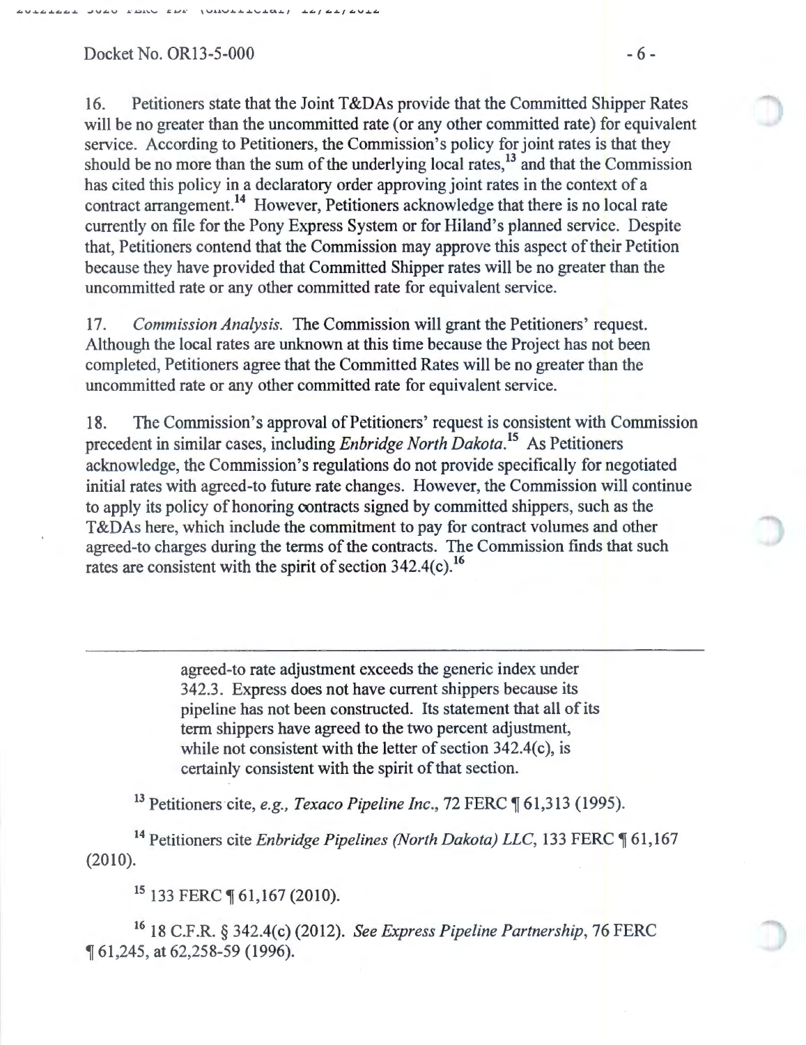16. Petitioners state that the Joint T&DAs provide that the Committed Shipper Rates will be no greater than the uncommitted rate (or any other committed rate) for equivalent service. According to Petitioners, the Commission's policy for joint rates is that they should be no more than the sum of the underlying local rates,[13] and that the Commission has cited this policy in a declaratory order approving joint rates in the context of a contract arrangement.[14] However, Petitioners acknowledge that there is no local rate currently on file for the Pony Express System or for Hiland's planned service. Despite that, Petitioners contend that the Commission may approve this aspect of their Petition because they have provided that Committed Shipper rates will be no greater than the uncommitted rate or any other committed rate for equivalent service.

17. *Commission Analysis.* The Commission will grant the Petitioners' request. Although the local rates are unknown at this time because the Project has not been completed, Petitioners agree that the Committed Rates will be no greater than the uncommitted rate or any other committed rate for equivalent service.

18. The Commission's approval of Petitioners' request is consistent with Commission precedent in similar cases, including *Enbridge North Dakota*.[15] As Petitioners acknowledge, the Commission's regulations do not provide specifically for negotiated initial rates with agreed-to future rate changes. However, the Commission will continue to apply its policy of honoring contracts signed by committed shippers, such as the T&DAs here, which include the commitment to pay for contract volumes and other agreed-to charges during the terms of the contracts. The Commission finds that such rates are consistent with the spirit of section 342.4(c).[16]

---

> agreed-to rate adjustment exceeds the generic index under 342.3. Express does not have current shippers because its pipeline has not been constructed. Its statement that all of its term shippers have agreed to the two percent adjustment, while not consistent with the letter of section 342.4(c), is certainly consistent with the spirit of that section.

[13] Petitioners cite, *e.g., Texaco Pipeline Inc.*, 72 FERC ¶ 61,313 (1995).

[14] Petitioners cite *Enbridge Pipelines (North Dakota) LLC*, 133 FERC ¶ 61,167 (2010).

[15] 133 FERC ¶ 61,167 (2010).

[16] 18 C.F.R. § 342.4(c) (2012). *See Express Pipeline Partnership*, 76 FERC ¶ 61,245, at 62,258-59 (1996).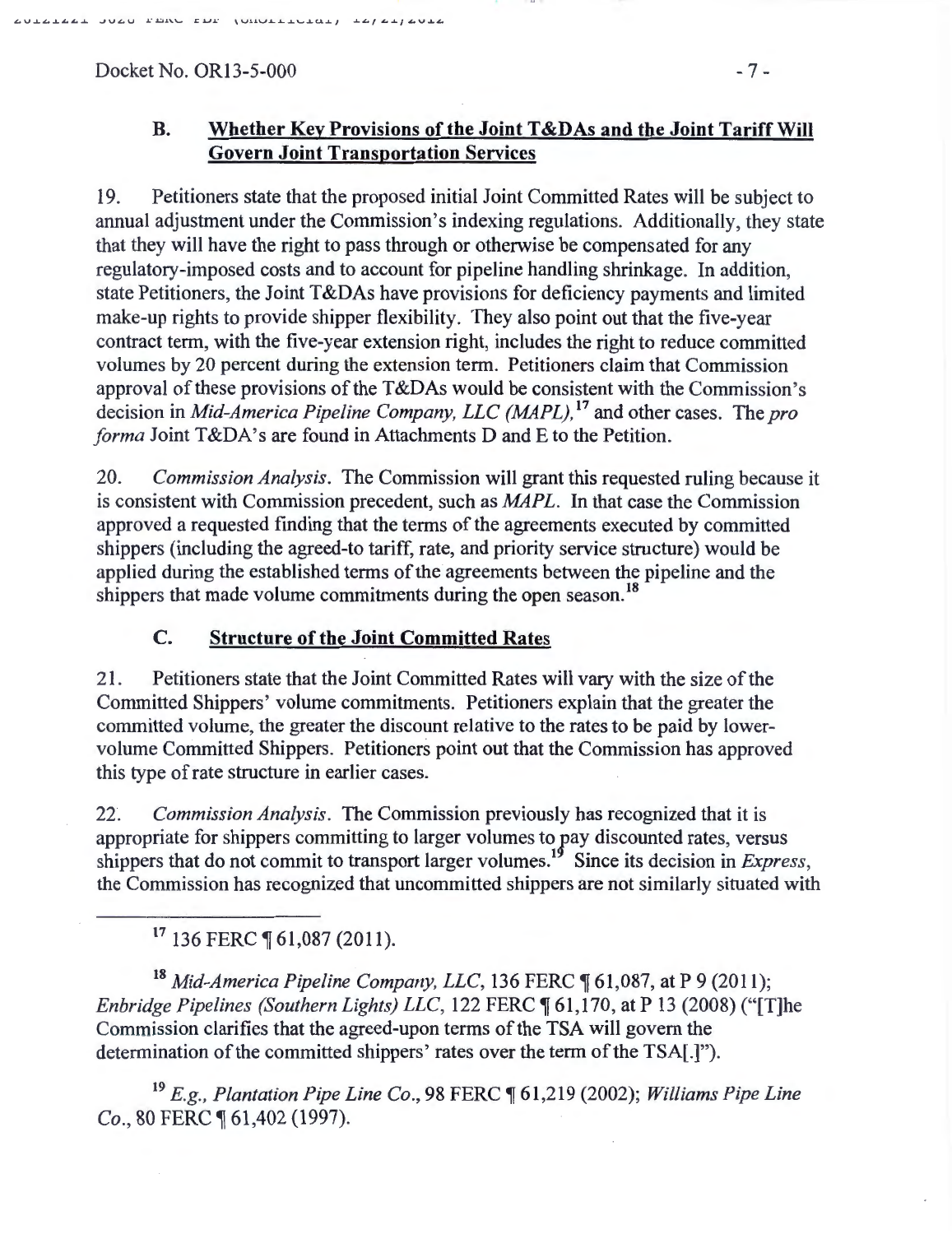### B. Whether Key Provisions of the Joint T&DAs and the Joint Tariff Will Govern Joint Transportation Services

19. Petitioners state that the proposed initial Joint Committed Rates will be subject to annual adjustment under the Commission's indexing regulations. Additionally, they state that they will have the right to pass through or otherwise be compensated for any regulatory-imposed costs and to account for pipeline handling shrinkage. In addition, state Petitioners, the Joint T&DAs have provisions for deficiency payments and limited make-up rights to provide shipper flexibility. They also point out that the five-year contract term, with the five-year extension right, includes the right to reduce committed volumes by 20 percent during the extension term. Petitioners claim that Commission approval of these provisions of the T&DAs would be consistent with the Commission's decision in *Mid-America Pipeline Company, LLC (MAPL),*[17] and other cases. The *pro forma* Joint T&DA's are found in Attachments D and E to the Petition.

20. *Commission Analysis*. The Commission will grant this requested ruling because it is consistent with Commission precedent, such as *MAPL*. In that case the Commission approved a requested finding that the terms of the agreements executed by committed shippers (including the agreed-to tariff, rate, and priority service structure) would be applied during the established terms of the agreements between the pipeline and the shippers that made volume commitments during the open season.[18]

### C. Structure of the Joint Committed Rates

21. Petitioners state that the Joint Committed Rates will vary with the size of the Committed Shippers' volume commitments. Petitioners explain that the greater the committed volume, the greater the discount relative to the rates to be paid by lower-volume Committed Shippers. Petitioners point out that the Commission has approved this type of rate structure in earlier cases.

22. *Commission Analysis*. The Commission previously has recognized that it is appropriate for shippers committing to larger volumes to pay discounted rates, versus shippers that do not commit to transport larger volumes.[19] Since its decision in *Express*, the Commission has recognized that uncommitted shippers are not similarly situated with

---

[17] 136 FERC ¶ 61,087 (2011).

[18] *Mid-America Pipeline Company, LLC*, 136 FERC ¶ 61,087, at P 9 (2011); *Enbridge Pipelines (Southern Lights) LLC*, 122 FERC ¶ 61,170, at P 13 (2008) ("[T]he Commission clarifies that the agreed-upon terms of the TSA will govern the determination of the committed shippers' rates over the term of the TSA[.]").

[19] *E.g., Plantation Pipe Line Co.*, 98 FERC ¶ 61,219 (2002); *Williams Pipe Line Co.*, 80 FERC ¶ 61,402 (1997).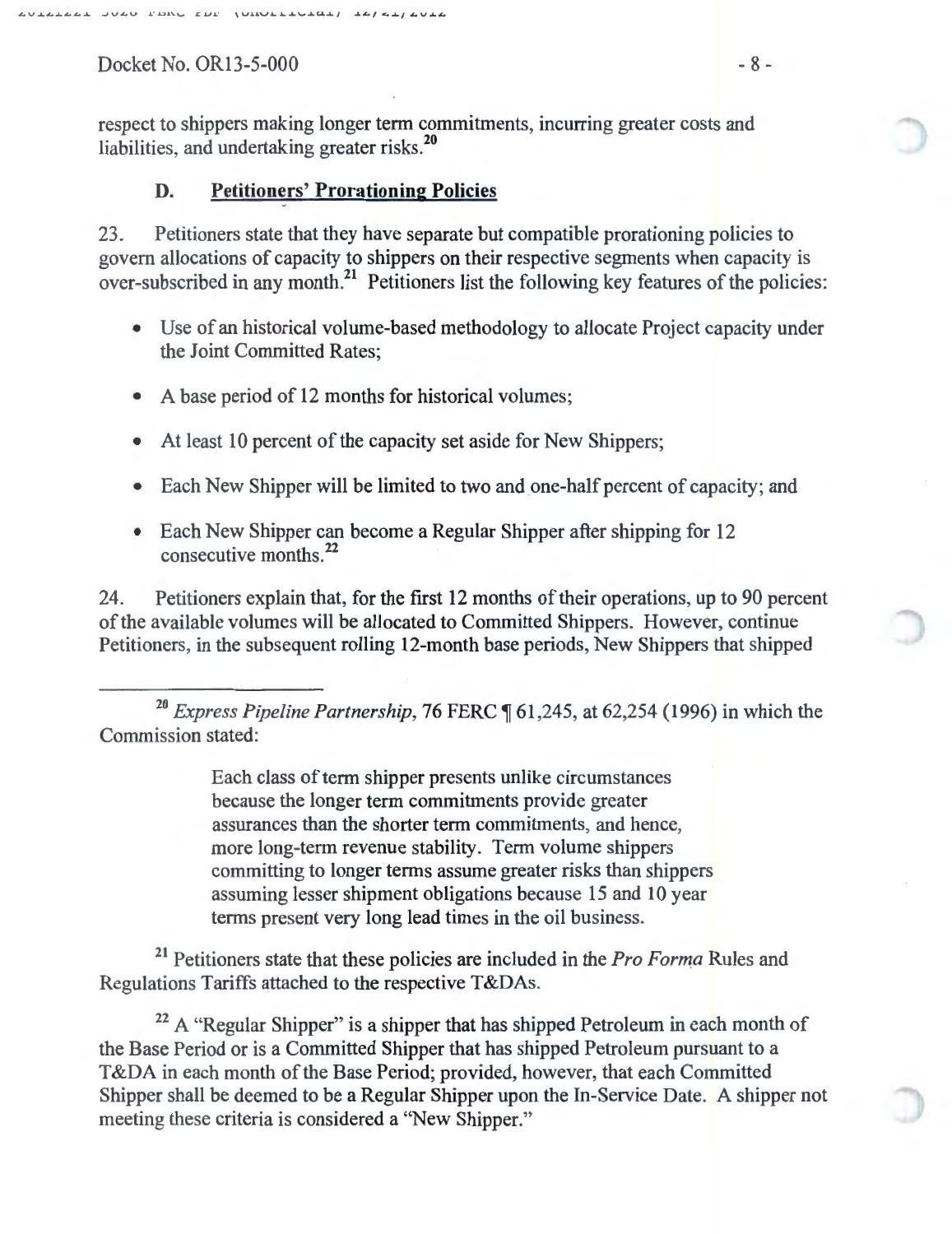respect to shippers making longer term commitments, incurring greater costs and liabilities, and undertaking greater risks.[20]

### D. Petitioners' Prorationing Policies

23. Petitioners state that they have separate but compatible prorationing policies to govern allocations of capacity to shippers on their respective segments when capacity is over-subscribed in any month.[21] Petitioners list the following key features of the policies:

- Use of an historical volume-based methodology to allocate Project capacity under the Joint Committed Rates;
- A base period of 12 months for historical volumes;
- At least 10 percent of the capacity set aside for New Shippers;
- Each New Shipper will be limited to two and one-half percent of capacity; and
- Each New Shipper can become a Regular Shipper after shipping for 12 consecutive months.[22]

24. Petitioners explain that, for the first 12 months of their operations, up to 90 percent of the available volumes will be allocated to Committed Shippers. However, continue Petitioners, in the subsequent rolling 12-month base periods, New Shippers that shipped

---

[20] *Express Pipeline Partnership*, 76 FERC ¶ 61,245, at 62,254 (1996) in which the Commission stated:

> Each class of term shipper presents unlike circumstances because the longer term commitments provide greater assurances than the shorter term commitments, and hence, more long-term revenue stability. Term volume shippers committing to longer terms assume greater risks than shippers assuming lesser shipment obligations because 15 and 10 year terms present very long lead times in the oil business.

[21] Petitioners state that these policies are included in the *Pro Forma* Rules and Regulations Tariffs attached to the respective T&DAs.

[22] A "Regular Shipper" is a shipper that has shipped Petroleum in each month of the Base Period or is a Committed Shipper that has shipped Petroleum pursuant to a T&DA in each month of the Base Period; provided, however, that each Committed Shipper shall be deemed to be a Regular Shipper upon the In-Service Date. A shipper not meeting these criteria is considered a "New Shipper."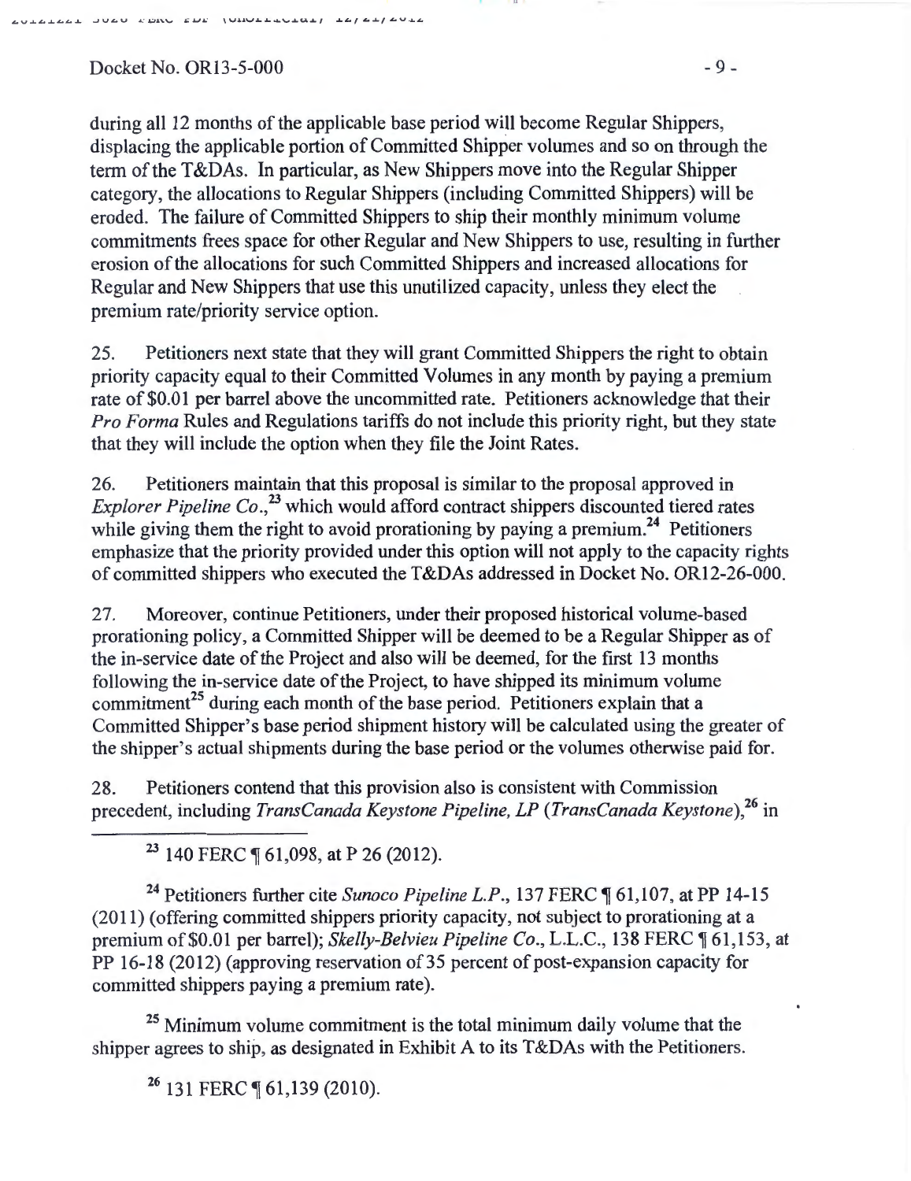during all 12 months of the applicable base period will become Regular Shippers, displacing the applicable portion of Committed Shipper volumes and so on through the term of the T&DAs. In particular, as New Shippers move into the Regular Shipper category, the allocations to Regular Shippers (including Committed Shippers) will be eroded. The failure of Committed Shippers to ship their monthly minimum volume commitments frees space for other Regular and New Shippers to use, resulting in further erosion of the allocations for such Committed Shippers and increased allocations for Regular and New Shippers that use this unutilized capacity, unless they elect the premium rate/priority service option.

25. Petitioners next state that they will grant Committed Shippers the right to obtain priority capacity equal to their Committed Volumes in any month by paying a premium rate of $0.01 per barrel above the uncommitted rate. Petitioners acknowledge that their *Pro Forma* Rules and Regulations tariffs do not include this priority right, but they state that they will include the option when they file the Joint Rates.

26. Petitioners maintain that this proposal is similar to the proposal approved in *Explorer Pipeline Co.*,[23] which would afford contract shippers discounted tiered rates while giving them the right to avoid prorationing by paying a premium.[24] Petitioners emphasize that the priority provided under this option will not apply to the capacity rights of committed shippers who executed the T&DAs addressed in Docket No. OR12-26-000.

27. Moreover, continue Petitioners, under their proposed historical volume-based prorationing policy, a Committed Shipper will be deemed to be a Regular Shipper as of the in-service date of the Project and also will be deemed, for the first 13 months following the in-service date of the Project, to have shipped its minimum volume commitment[25] during each month of the base period. Petitioners explain that a Committed Shipper's base period shipment history will be calculated using the greater of the shipper's actual shipments during the base period or the volumes otherwise paid for.

28. Petitioners contend that this provision also is consistent with Commission precedent, including *TransCanada Keystone Pipeline, LP* (*TransCanada Keystone*),[26] in

---

[23] 140 FERC ¶ 61,098, at P 26 (2012).

[24] Petitioners further cite *Sunoco Pipeline L.P.*, 137 FERC ¶ 61,107, at PP 14-15 (2011) (offering committed shippers priority capacity, not subject to prorationing at a premium of $0.01 per barrel); *Skelly-Belvieu Pipeline Co.*, L.L.C., 138 FERC ¶ 61,153, at PP 16-18 (2012) (approving reservation of 35 percent of post-expansion capacity for committed shippers paying a premium rate).

[25] Minimum volume commitment is the total minimum daily volume that the shipper agrees to ship, as designated in Exhibit A to its T&DAs with the Petitioners.

[26] 131 FERC ¶ 61,139 (2010).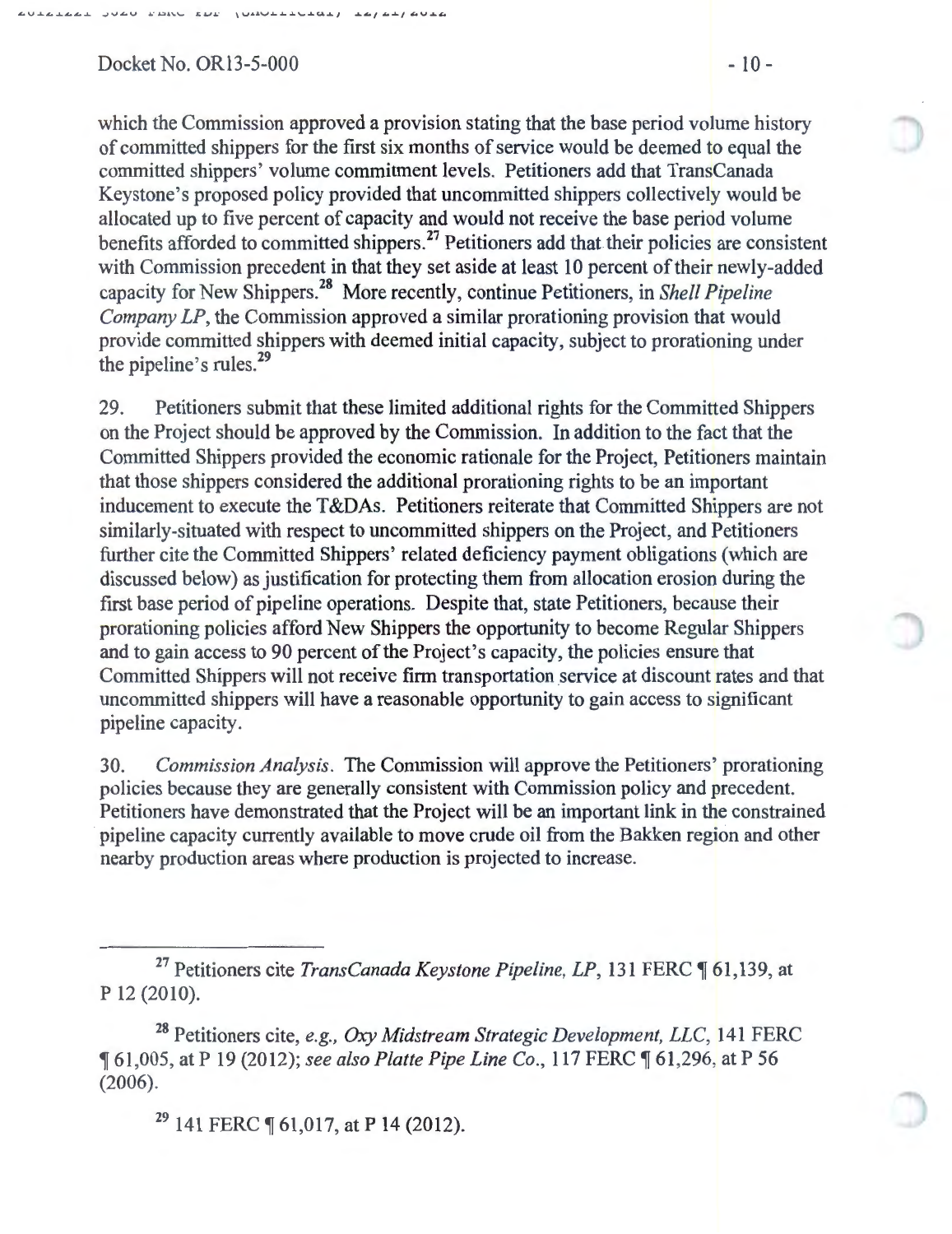which the Commission approved a provision stating that the base period volume history of committed shippers for the first six months of service would be deemed to equal the committed shippers' volume commitment levels. Petitioners add that TransCanada Keystone's proposed policy provided that uncommitted shippers collectively would be allocated up to five percent of capacity and would not receive the base period volume benefits afforded to committed shippers.[27] Petitioners add that their policies are consistent with Commission precedent in that they set aside at least 10 percent of their newly-added capacity for New Shippers.[28] More recently, continue Petitioners, in *Shell Pipeline Company LP*, the Commission approved a similar prorationing provision that would provide committed shippers with deemed initial capacity, subject to prorationing under the pipeline's rules.[29]

29. Petitioners submit that these limited additional rights for the Committed Shippers on the Project should be approved by the Commission. In addition to the fact that the Committed Shippers provided the economic rationale for the Project, Petitioners maintain that those shippers considered the additional prorationing rights to be an important inducement to execute the T&DAs. Petitioners reiterate that Committed Shippers are not similarly-situated with respect to uncommitted shippers on the Project, and Petitioners further cite the Committed Shippers' related deficiency payment obligations (which are discussed below) as justification for protecting them from allocation erosion during the first base period of pipeline operations. Despite that, state Petitioners, because their prorationing policies afford New Shippers the opportunity to become Regular Shippers and to gain access to 90 percent of the Project's capacity, the policies ensure that Committed Shippers will not receive firm transportation service at discount rates and that uncommitted shippers will have a reasonable opportunity to gain access to significant pipeline capacity.

30. *Commission Analysis*. The Commission will approve the Petitioners' prorationing policies because they are generally consistent with Commission policy and precedent. Petitioners have demonstrated that the Project will be an important link in the constrained pipeline capacity currently available to move crude oil from the Bakken region and other nearby production areas where production is projected to increase.

---

[27] Petitioners cite *TransCanada Keystone Pipeline, LP*, 131 FERC ¶ 61,139, at P 12 (2010).

[28] Petitioners cite, *e.g., Oxy Midstream Strategic Development, LLC*, 141 FERC ¶ 61,005, at P 19 (2012); *see also Platte Pipe Line Co.*, 117 FERC ¶ 61,296, at P 56 (2006).

[29] 141 FERC ¶ 61,017, at P 14 (2012).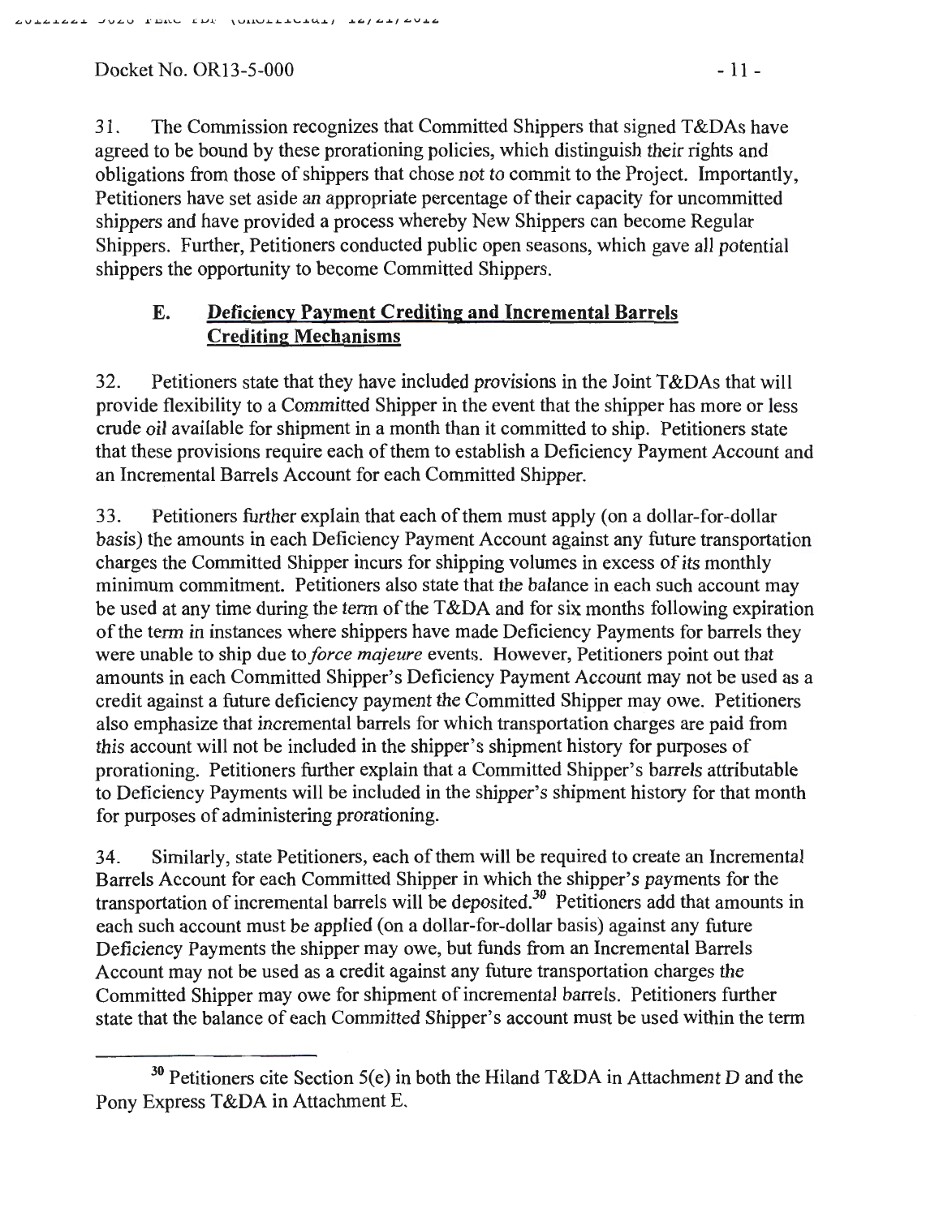31. The Commission recognizes that Committed Shippers that signed T&DAs have agreed to be bound by these prorationing policies, which distinguish their rights and obligations from those of shippers that chose not to commit to the Project. Importantly, Petitioners have set aside an appropriate percentage of their capacity for uncommitted shippers and have provided a process whereby New Shippers can become Regular Shippers. Further, Petitioners conducted public open seasons, which gave all potential shippers the opportunity to become Committed Shippers.

### E. Deficiency Payment Crediting and Incremental Barrels Crediting Mechanisms

32. Petitioners state that they have included provisions in the Joint T&DAs that will provide flexibility to a Committed Shipper in the event that the shipper has more or less crude oil available for shipment in a month than it committed to ship. Petitioners state that these provisions require each of them to establish a Deficiency Payment Account and an Incremental Barrels Account for each Committed Shipper.

33. Petitioners further explain that each of them must apply (on a dollar-for-dollar basis) the amounts in each Deficiency Payment Account against any future transportation charges the Committed Shipper incurs for shipping volumes in excess of its monthly minimum commitment. Petitioners also state that the balance in each such account may be used at any time during the term of the T&DA and for six months following expiration of the term in instances where shippers have made Deficiency Payments for barrels they were unable to ship due to *force majeure* events. However, Petitioners point out that amounts in each Committed Shipper's Deficiency Payment Account may not be used as a credit against a future deficiency payment the Committed Shipper may owe. Petitioners also emphasize that incremental barrels for which transportation charges are paid from this account will not be included in the shipper's shipment history for purposes of prorationing. Petitioners further explain that a Committed Shipper's barrels attributable to Deficiency Payments will be included in the shipper's shipment history for that month for purposes of administering prorationing.

34. Similarly, state Petitioners, each of them will be required to create an Incremental Barrels Account for each Committed Shipper in which the shipper's payments for the transportation of incremental barrels will be deposited.[30] Petitioners add that amounts in each such account must be applied (on a dollar-for-dollar basis) against any future Deficiency Payments the shipper may owe, but funds from an Incremental Barrels Account may not be used as a credit against any future transportation charges the Committed Shipper may owe for shipment of incremental barrels. Petitioners further state that the balance of each Committed Shipper's account must be used within the term

---

[30] Petitioners cite Section 5(e) in both the Hiland T&DA in Attachment D and the Pony Express T&DA in Attachment E.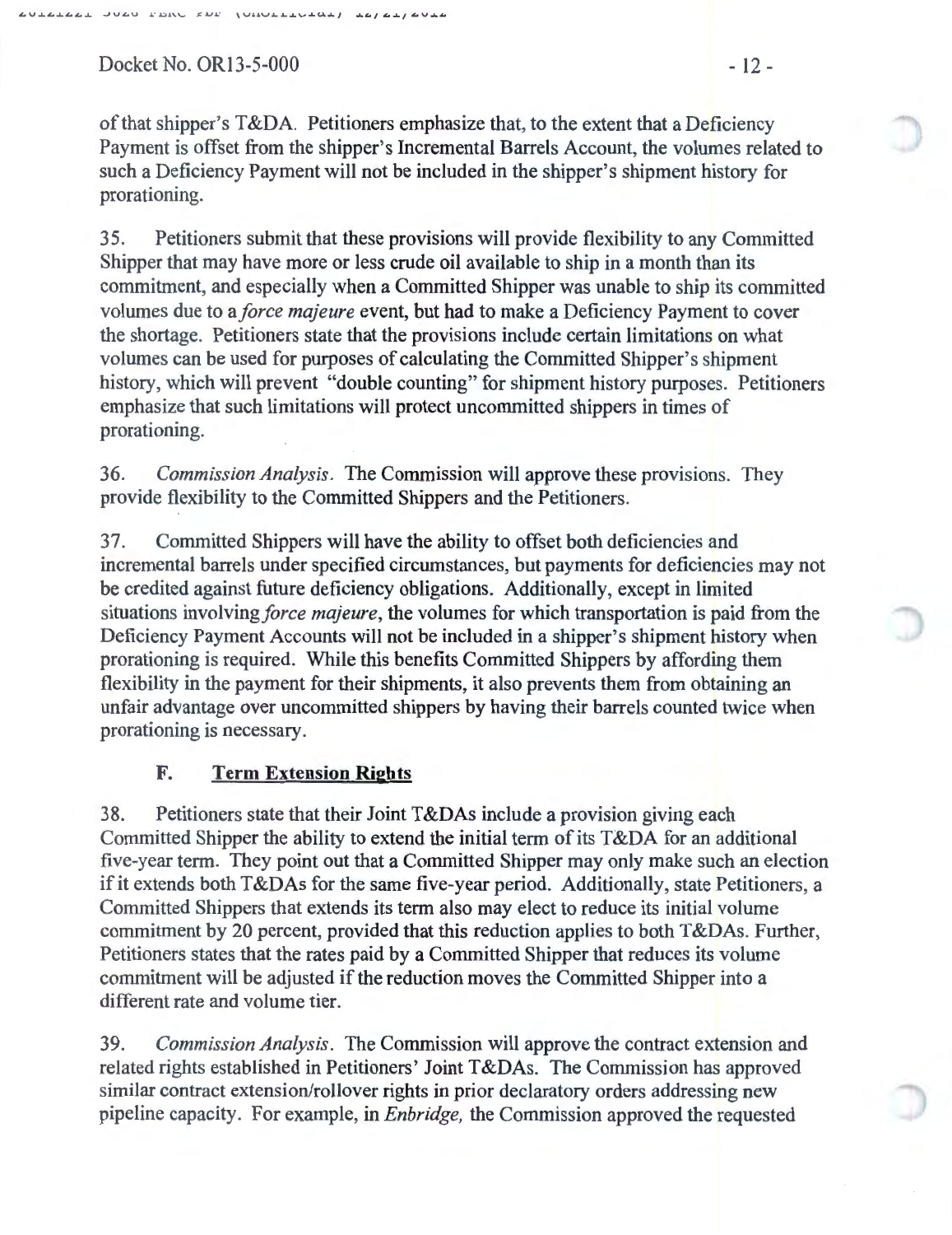of that shipper's T&DA. Petitioners emphasize that, to the extent that a Deficiency Payment is offset from the shipper's Incremental Barrels Account, the volumes related to such a Deficiency Payment will not be included in the shipper's shipment history for prorationing.

35. Petitioners submit that these provisions will provide flexibility to any Committed Shipper that may have more or less crude oil available to ship in a month than its commitment, and especially when a Committed Shipper was unable to ship its committed volumes due to a *force majeure* event, but had to make a Deficiency Payment to cover the shortage. Petitioners state that the provisions include certain limitations on what volumes can be used for purposes of calculating the Committed Shipper's shipment history, which will prevent "double counting" for shipment history purposes. Petitioners emphasize that such limitations will protect uncommitted shippers in times of prorationing.

36. *Commission Analysis*. The Commission will approve these provisions. They provide flexibility to the Committed Shippers and the Petitioners.

37. Committed Shippers will have the ability to offset both deficiencies and incremental barrels under specified circumstances, but payments for deficiencies may not be credited against future deficiency obligations. Additionally, except in limited situations involving *force majeure*, the volumes for which transportation is paid from the Deficiency Payment Accounts will not be included in a shipper's shipment history when prorationing is required. While this benefits Committed Shippers by affording them flexibility in the payment for their shipments, it also prevents them from obtaining an unfair advantage over uncommitted shippers by having their barrels counted twice when prorationing is necessary.

### F. Term Extension Rights

38. Petitioners state that their Joint T&DAs include a provision giving each Committed Shipper the ability to extend the initial term of its T&DA for an additional five-year term. They point out that a Committed Shipper may only make such an election if it extends both T&DAs for the same five-year period. Additionally, state Petitioners, a Committed Shippers that extends its term also may elect to reduce its initial volume commitment by 20 percent, provided that this reduction applies to both T&DAs. Further, Petitioners states that the rates paid by a Committed Shipper that reduces its volume commitment will be adjusted if the reduction moves the Committed Shipper into a different rate and volume tier.

39. *Commission Analysis*. The Commission will approve the contract extension and related rights established in Petitioners' Joint T&DAs. The Commission has approved similar contract extension/rollover rights in prior declaratory orders addressing new pipeline capacity. For example, in *Enbridge*, the Commission approved the requested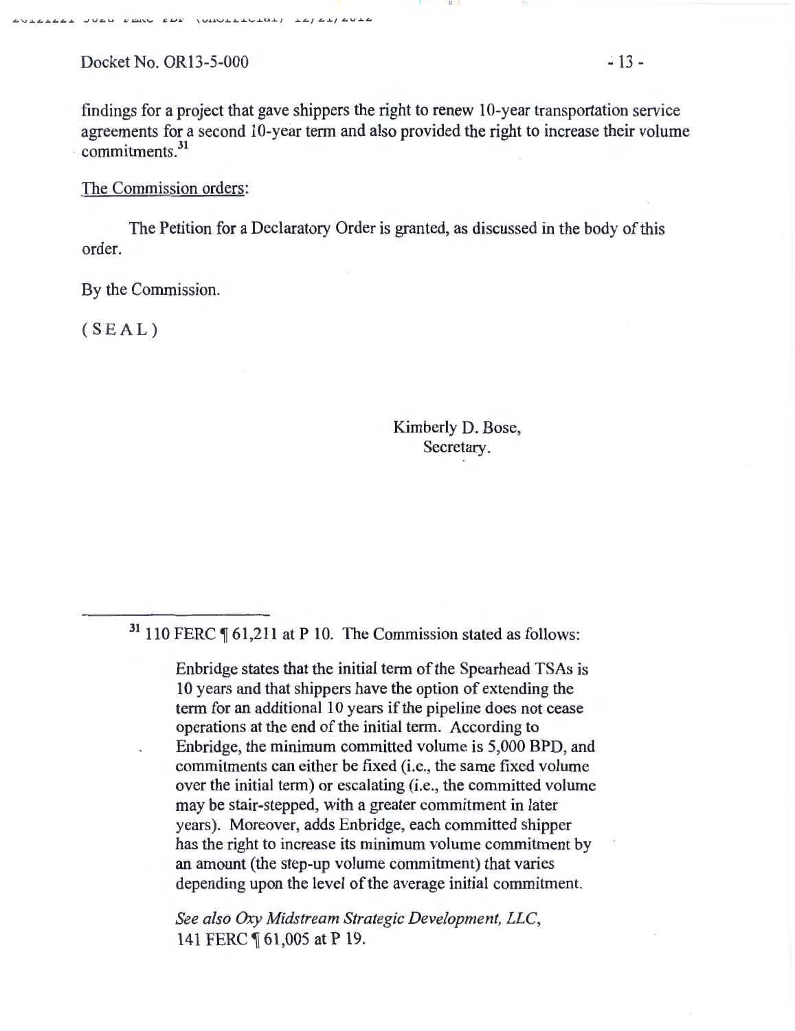findings for a project that gave shippers the right to renew 10-year transportation service agreements for a second 10-year term and also provided the right to increase their volume commitments.[31]

The Commission orders:

The Petition for a Declaratory Order is granted, as discussed in the body of this order.

By the Commission.

( S E A L )

Kimberly D. Bose,
Secretary.

---

[31] 110 FERC ¶ 61,211 at P 10. The Commission stated as follows:

> Enbridge states that the initial term of the Spearhead TSAs is 10 years and that shippers have the option of extending the term for an additional 10 years if the pipeline does not cease operations at the end of the initial term. According to Enbridge, the minimum committed volume is 5,000 BPD, and commitments can either be fixed (i.e., the same fixed volume over the initial term) or escalating (i.e., the committed volume may be stair-stepped, with a greater commitment in later years). Moreover, adds Enbridge, each committed shipper has the right to increase its minimum volume commitment by an amount (the step-up volume commitment) that varies depending upon the level of the average initial commitment.
>
> *See also Oxy Midstream Strategic Development, LLC*, 141 FERC ¶ 61,005 at P 19.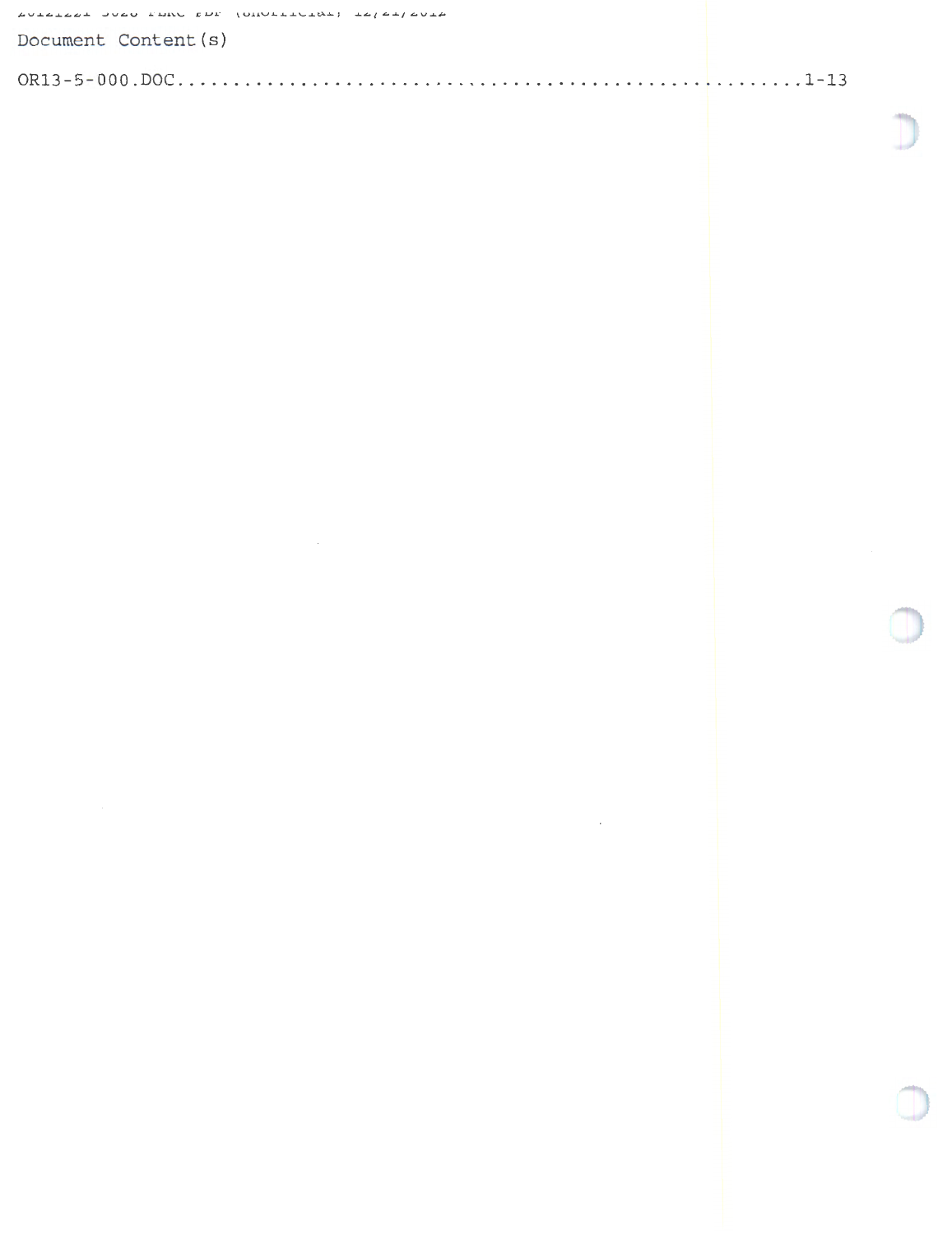Document Content(s)

OR13-5-000.DOC......................................................1-13